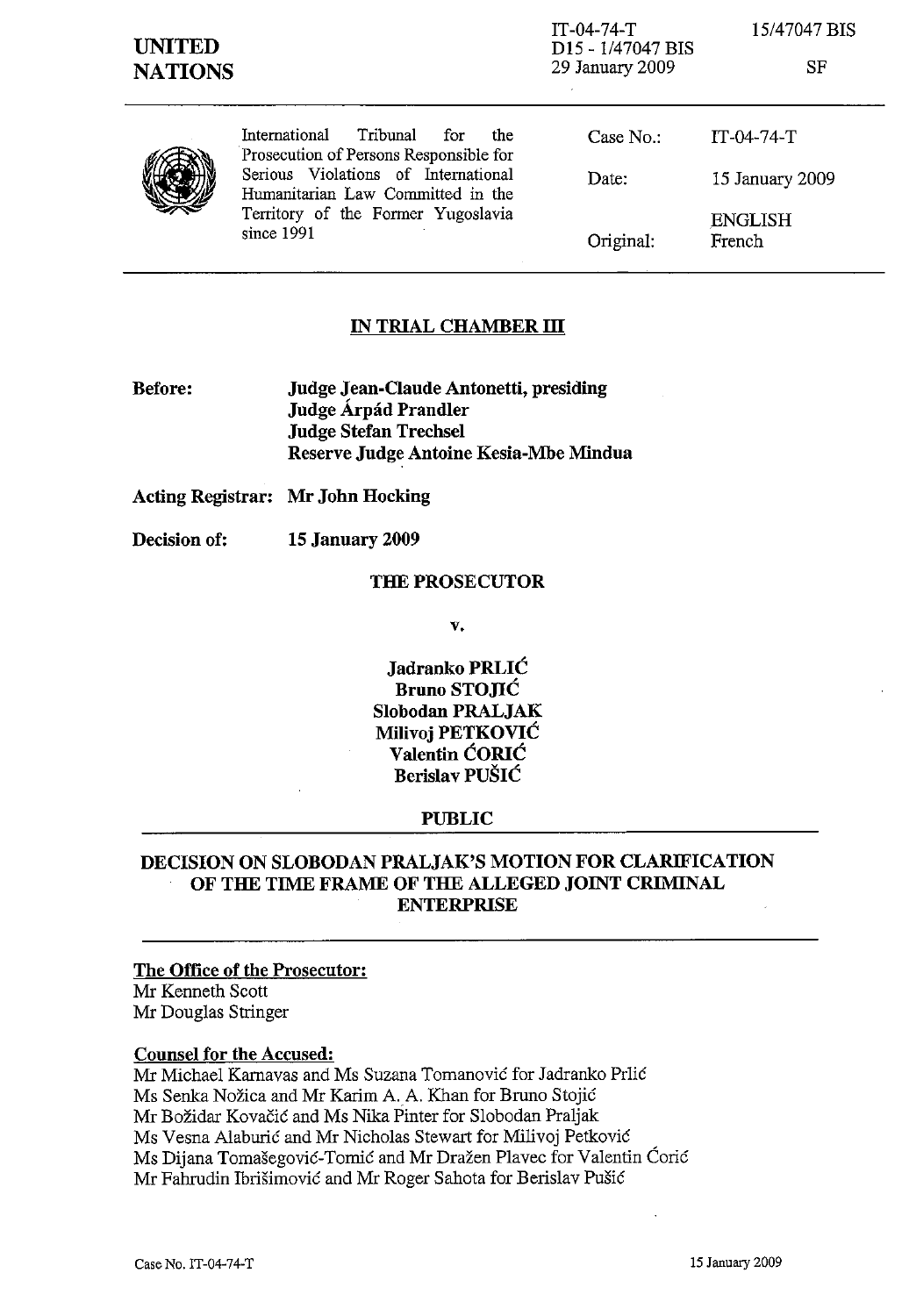UNITED NATIONS

IT-04-74-T
D15 - 1/47047 BIS
29 January 2009

15/47047 BIS

SF

International Tribunal for the Prosecution of Persons Responsible for Serious Violations of International Humanitarian Law Committed in the Territory of the Former Yugoslavia since 1991

| | |
|---|---|
| Case No.: | IT-04-74-T |
| Date: | 15 January 2009 |
| Original: | ENGLISH<br>French |

## IN TRIAL CHAMBER III

**Before:** **Judge Jean-Claude Antonetti, presiding**
**Judge Árpád Prandler**
**Judge Stefan Trechsel**
**Reserve Judge Antoine Kesia-Mbe Mindua**

**Acting Registrar:** **Mr John Hocking**

**Decision of:** **15 January 2009**

**THE PROSECUTOR**

**v.**

**Jadranko PRLIĆ**
**Bruno STOJIĆ**
**Slobodan PRALJAK**
**Milivoj PETKOVIĆ**
**Valentin ĆORIĆ**
**Berislav PUŠIĆ**

**PUBLIC**

## DECISION ON SLOBODAN PRALJAK'S MOTION FOR CLARIFICATION OF THE TIME FRAME OF THE ALLEGED JOINT CRIMINAL ENTERPRISE

**The Office of the Prosecutor:**
Mr Kenneth Scott
Mr Douglas Stringer

**Counsel for the Accused:**
Mr Michael Karnavas and Ms Suzana Tomanović for Jadranko Prlić
Ms Senka Nožica and Mr Karim A. A. Khan for Bruno Stojić
Mr Božidar Kovačić and Ms Nika Pinter for Slobodan Praljak
Ms Vesna Alaburić and Mr Nicholas Stewart for Milivoj Petković
Ms Dijana Tomašegović-Tomić and Mr Dražen Plavec for Valentin Ćorić
Mr Fahrudin Ibrišimović and Mr Roger Sahota for Berislav Pušić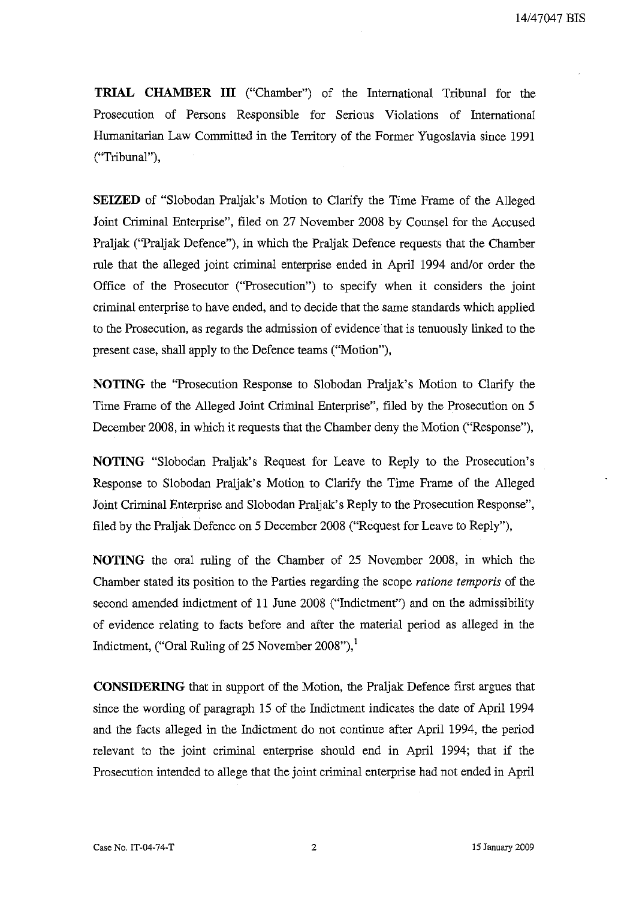**TRIAL CHAMBER III** ("Chamber") of the International Tribunal for the Prosecution of Persons Responsible for Serious Violations of International Humanitarian Law Committed in the Territory of the Former Yugoslavia since 1991 ("Tribunal"),

**SEIZED** of "Slobodan Praljak's Motion to Clarify the Time Frame of the Alleged Joint Criminal Enterprise", filed on 27 November 2008 by Counsel for the Accused Praljak ("Praljak Defence"), in which the Praljak Defence requests that the Chamber rule that the alleged joint criminal enterprise ended in April 1994 and/or order the Office of the Prosecutor ("Prosecution") to specify when it considers the joint criminal enterprise to have ended, and to decide that the same standards which applied to the Prosecution, as regards the admission of evidence that is tenuously linked to the present case, shall apply to the Defence teams ("Motion"),

**NOTING** the "Prosecution Response to Slobodan Praljak's Motion to Clarify the Time Frame of the Alleged Joint Criminal Enterprise", filed by the Prosecution on 5 December 2008, in which it requests that the Chamber deny the Motion ("Response"),

**NOTING** "Slobodan Praljak's Request for Leave to Reply to the Prosecution's Response to Slobodan Praljak's Motion to Clarify the Time Frame of the Alleged Joint Criminal Enterprise and Slobodan Praljak's Reply to the Prosecution Response", filed by the Praljak Defence on 5 December 2008 ("Request for Leave to Reply"),

**NOTING** the oral ruling of the Chamber of 25 November 2008, in which the Chamber stated its position to the Parties regarding the scope *ratione temporis* of the second amended indictment of 11 June 2008 ("Indictment") and on the admissibility of evidence relating to facts before and after the material period as alleged in the Indictment, ("Oral Ruling of 25 November 2008"),[1]

**CONSIDERING** that in support of the Motion, the Praljak Defence first argues that since the wording of paragraph 15 of the Indictment indicates the date of April 1994 and the facts alleged in the Indictment do not continue after April 1994, the period relevant to the joint criminal enterprise should end in April 1994; that if the Prosecution intended to allege that the joint criminal enterprise had not ended in April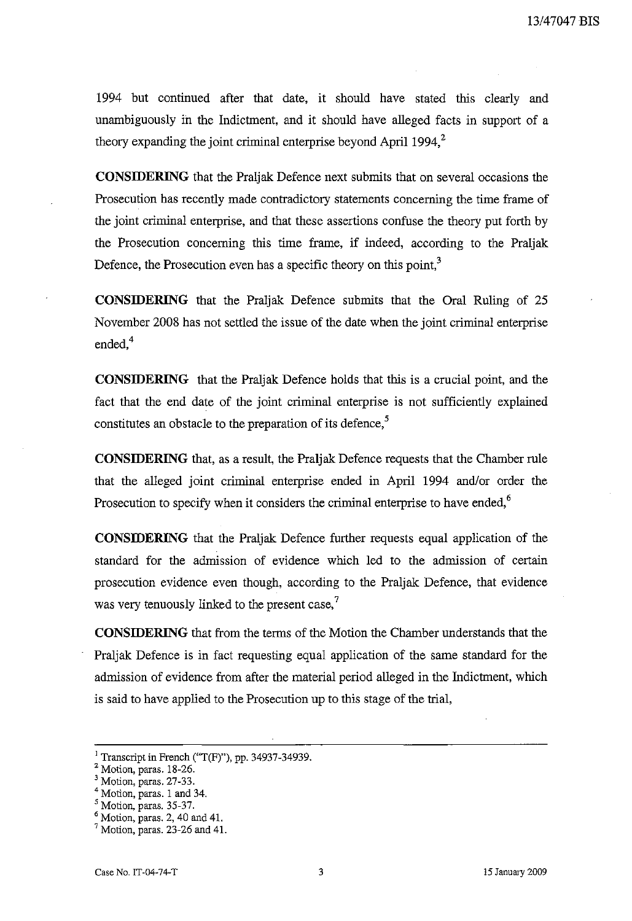1994 but continued after that date, it should have stated this clearly and unambiguously in the Indictment, and it should have alleged facts in support of a theory expanding the joint criminal enterprise beyond April 1994,[2]

**CONSIDERING** that the Praljak Defence next submits that on several occasions the Prosecution has recently made contradictory statements concerning the time frame of the joint criminal enterprise, and that these assertions confuse the theory put forth by the Prosecution concerning this time frame, if indeed, according to the Praljak Defence, the Prosecution even has a specific theory on this point,[3]

**CONSIDERING** that the Praljak Defence submits that the Oral Ruling of 25 November 2008 has not settled the issue of the date when the joint criminal enterprise ended,[4]

**CONSIDERING** that the Praljak Defence holds that this is a crucial point, and the fact that the end date of the joint criminal enterprise is not sufficiently explained constitutes an obstacle to the preparation of its defence,[5]

**CONSIDERING** that, as a result, the Praljak Defence requests that the Chamber rule that the alleged joint criminal enterprise ended in April 1994 and/or order the Prosecution to specify when it considers the criminal enterprise to have ended,[6]

**CONSIDERING** that the Praljak Defence further requests equal application of the standard for the admission of evidence which led to the admission of certain prosecution evidence even though, according to the Praljak Defence, that evidence was very tenuously linked to the present case,[7]

**CONSIDERING** that from the terms of the Motion the Chamber understands that the Praljak Defence is in fact requesting equal application of the same standard for the admission of evidence from after the material period alleged in the Indictment, which is said to have applied to the Prosecution up to this stage of the trial,

---

[1] Transcript in French ("T(F)"), pp. 34937-34939.
[2] Motion, paras. 18-26.
[3] Motion, paras. 27-33.
[4] Motion, paras. 1 and 34.
[5] Motion, paras. 35-37.
[6] Motion, paras. 2, 40 and 41.
[7] Motion, paras. 23-26 and 41.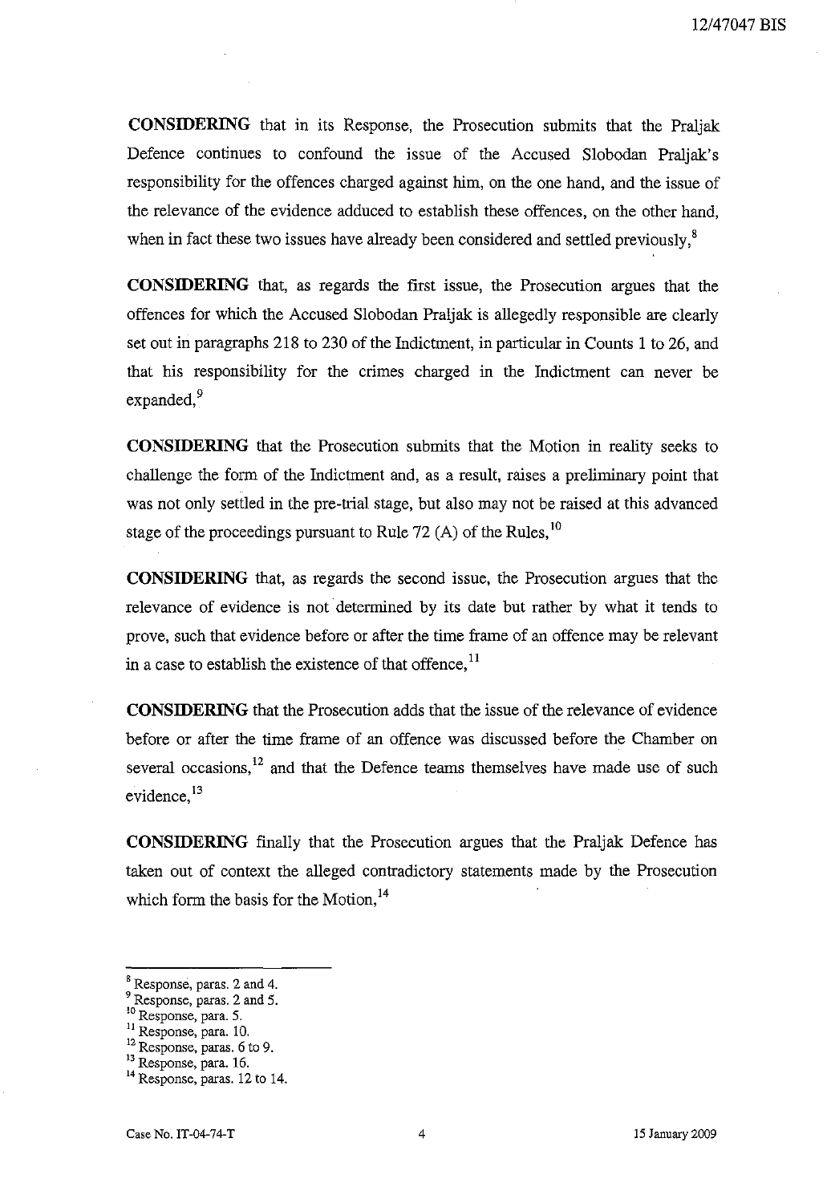**CONSIDERING** that in its Response, the Prosecution submits that the Praljak Defence continues to confound the issue of the Accused Slobodan Praljak's responsibility for the offences charged against him, on the one hand, and the issue of the relevance of the evidence adduced to establish these offences, on the other hand, when in fact these two issues have already been considered and settled previously,[8]

**CONSIDERING** that, as regards the first issue, the Prosecution argues that the offences for which the Accused Slobodan Praljak is allegedly responsible are clearly set out in paragraphs 218 to 230 of the Indictment, in particular in Counts 1 to 26, and that his responsibility for the crimes charged in the Indictment can never be expanded,[9]

**CONSIDERING** that the Prosecution submits that the Motion in reality seeks to challenge the form of the Indictment and, as a result, raises a preliminary point that was not only settled in the pre-trial stage, but also may not be raised at this advanced stage of the proceedings pursuant to Rule 72 (A) of the Rules,[10]

**CONSIDERING** that, as regards the second issue, the Prosecution argues that the relevance of evidence is not determined by its date but rather by what it tends to prove, such that evidence before or after the time frame of an offence may be relevant in a case to establish the existence of that offence,[11]

**CONSIDERING** that the Prosecution adds that the issue of the relevance of evidence before or after the time frame of an offence was discussed before the Chamber on several occasions,[12] and that the Defence teams themselves have made use of such evidence,[13]

**CONSIDERING** finally that the Prosecution argues that the Praljak Defence has taken out of context the alleged contradictory statements made by the Prosecution which form the basis for the Motion,[14]

---

[8] Response, paras. 2 and 4.
[9] Response, paras. 2 and 5.
[10] Response, para. 5.
[11] Response, para. 10.
[12] Response, paras. 6 to 9.
[13] Response, para. 16.
[14] Response, paras. 12 to 14.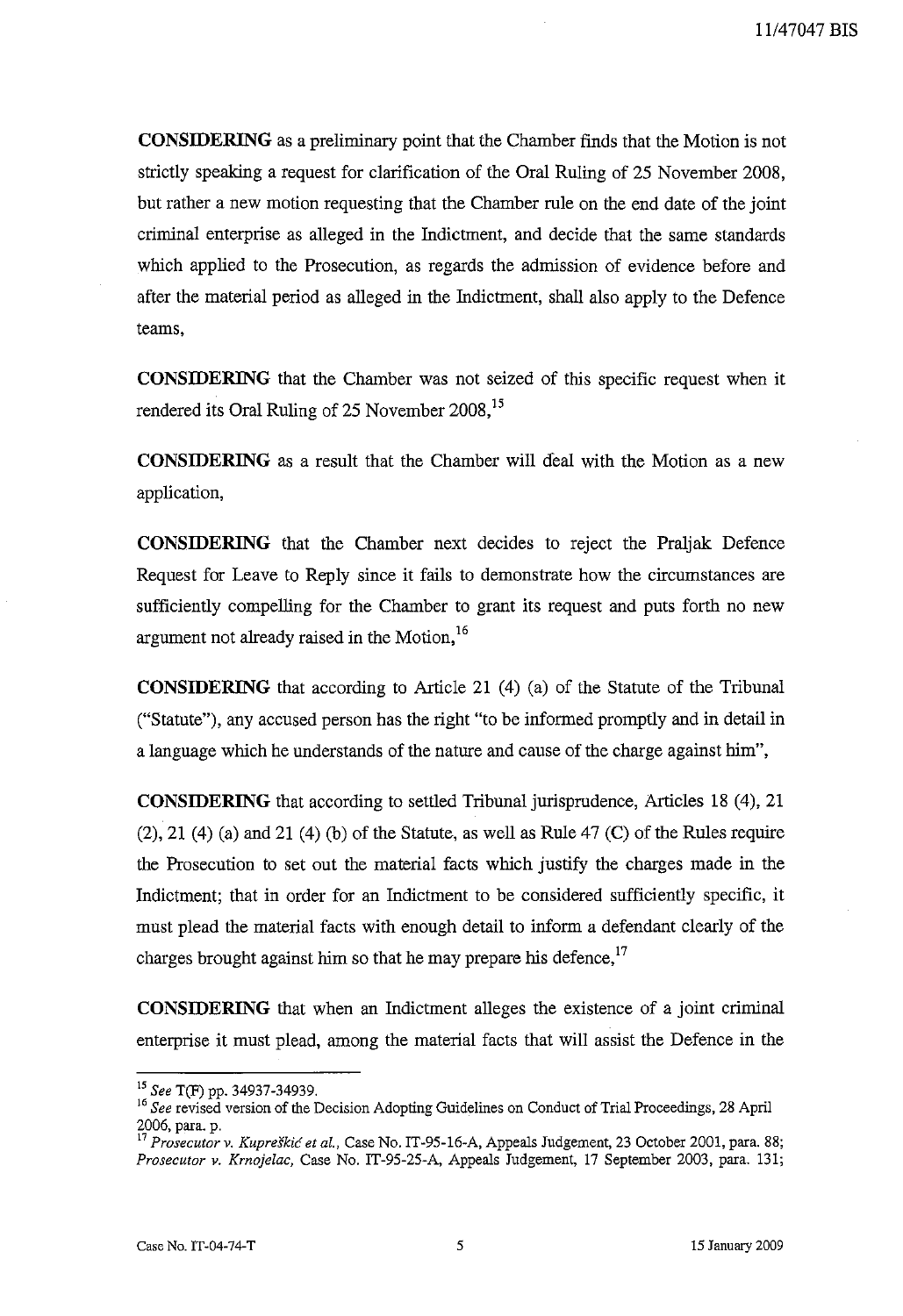**CONSIDERING** as a preliminary point that the Chamber finds that the Motion is not strictly speaking a request for clarification of the Oral Ruling of 25 November 2008, but rather a new motion requesting that the Chamber rule on the end date of the joint criminal enterprise as alleged in the Indictment, and decide that the same standards which applied to the Prosecution, as regards the admission of evidence before and after the material period as alleged in the Indictment, shall also apply to the Defence teams,

**CONSIDERING** that the Chamber was not seized of this specific request when it rendered its Oral Ruling of 25 November 2008,[15]

**CONSIDERING** as a result that the Chamber will deal with the Motion as a new application,

**CONSIDERING** that the Chamber next decides to reject the Praljak Defence Request for Leave to Reply since it fails to demonstrate how the circumstances are sufficiently compelling for the Chamber to grant its request and puts forth no new argument not already raised in the Motion,[16]

**CONSIDERING** that according to Article 21 (4) (a) of the Statute of the Tribunal ("Statute"), any accused person has the right "to be informed promptly and in detail in a language which he understands of the nature and cause of the charge against him",

**CONSIDERING** that according to settled Tribunal jurisprudence, Articles 18 (4), 21 (2), 21 (4) (a) and 21 (4) (b) of the Statute, as well as Rule 47 (C) of the Rules require the Prosecution to set out the material facts which justify the charges made in the Indictment; that in order for an Indictment to be considered sufficiently specific, it must plead the material facts with enough detail to inform a defendant clearly of the charges brought against him so that he may prepare his defence,[17]

**CONSIDERING** that when an Indictment alleges the existence of a joint criminal enterprise it must plead, among the material facts that will assist the Defence in the

---

[15] *See* T(F) pp. 34937-34939.

[16] *See* revised version of the Decision Adopting Guidelines on Conduct of Trial Proceedings, 28 April 2006, para. p.

[17] *Prosecutor v. Kupreškić et al.*, Case No. IT-95-16-A, Appeals Judgement, 23 October 2001, para. 88; *Prosecutor v. Krnojelac*, Case No. IT-95-25-A, Appeals Judgement, 17 September 2003, para. 131;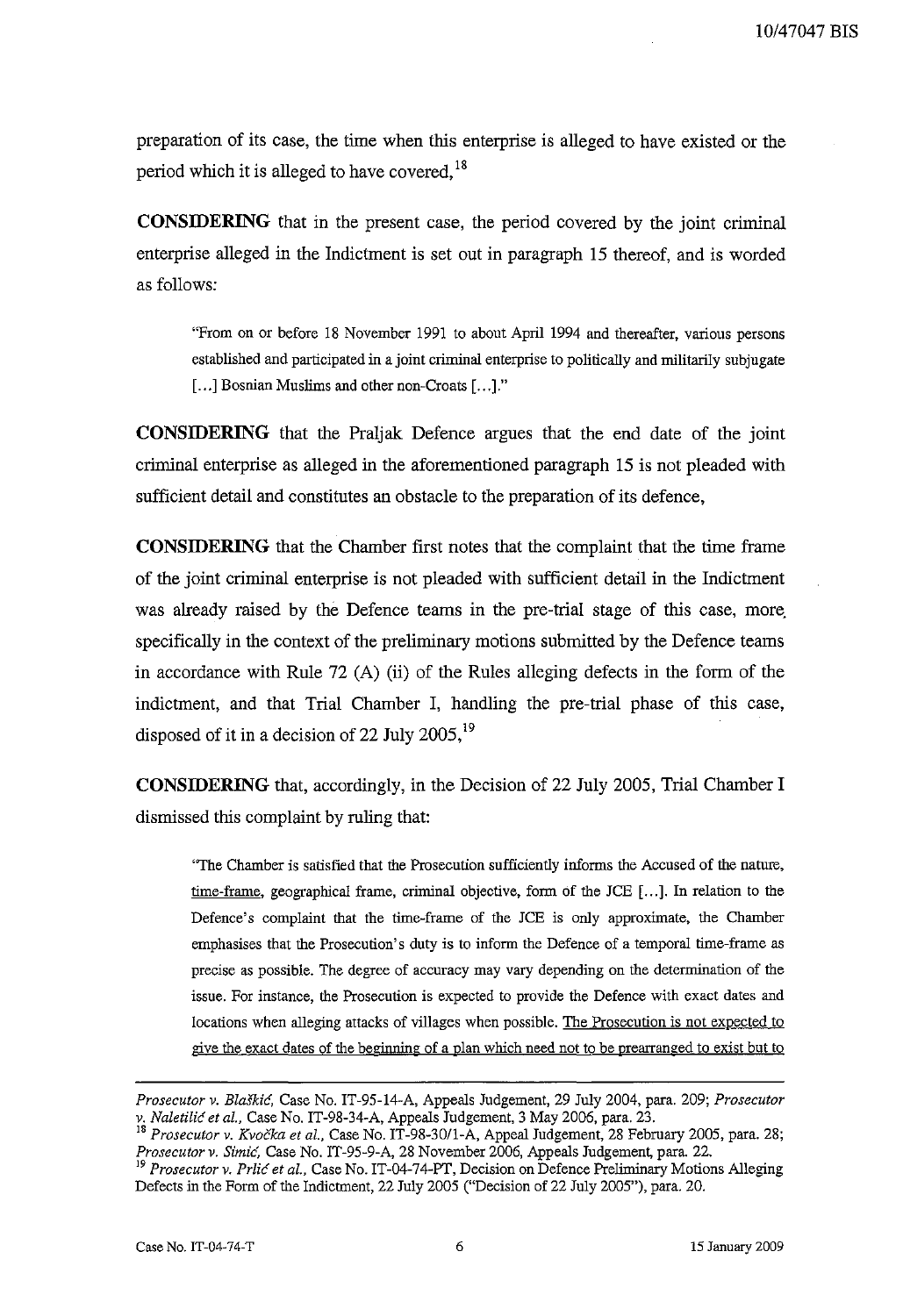preparation of its case, the time when this enterprise is alleged to have existed or the period which it is alleged to have covered,[18]

**CONSIDERING** that in the present case, the period covered by the joint criminal enterprise alleged in the Indictment is set out in paragraph 15 thereof, and is worded as follows:

> "From on or before 18 November 1991 to about April 1994 and thereafter, various persons established and participated in a joint criminal enterprise to politically and militarily subjugate [...] Bosnian Muslims and other non-Croats [...]."

**CONSIDERING** that the Praljak Defence argues that the end date of the joint criminal enterprise as alleged in the aforementioned paragraph 15 is not pleaded with sufficient detail and constitutes an obstacle to the preparation of its defence,

**CONSIDERING** that the Chamber first notes that the complaint that the time frame of the joint criminal enterprise is not pleaded with sufficient detail in the Indictment was already raised by the Defence teams in the pre-trial stage of this case, more specifically in the context of the preliminary motions submitted by the Defence teams in accordance with Rule 72 (A) (ii) of the Rules alleging defects in the form of the indictment, and that Trial Chamber I, handling the pre-trial phase of this case, disposed of it in a decision of 22 July 2005,[19]

**CONSIDERING** that, accordingly, in the Decision of 22 July 2005, Trial Chamber I dismissed this complaint by ruling that:

> "The Chamber is satisfied that the Prosecution sufficiently informs the Accused of the nature, <u>time-frame</u>, geographical frame, criminal objective, form of the JCE [...]. In relation to the Defence's complaint that the time-frame of the JCE is only approximate, the Chamber emphasises that the Prosecution's duty is to inform the Defence of a temporal time-frame as precise as possible. The degree of accuracy may vary depending on the determination of the issue. For instance, the Prosecution is expected to provide the Defence with exact dates and locations when alleging attacks of villages when possible. <u>The Prosecution is not expected to give the exact dates of the beginning of a plan which need not to be prearranged to exist but to</u>

---

*Prosecutor v. Blaškić*, Case No. IT-95-14-A, Appeals Judgement, 29 July 2004, para. 209; *Prosecutor v. Naletilić et al.*, Case No. IT-98-34-A, Appeals Judgement, 3 May 2006, para. 23.

[18] *Prosecutor v. Kvočka et al.*, Case No. IT-98-30/1-A, Appeal Judgement, 28 February 2005, para. 28; *Prosecutor v. Simić*, Case No. IT-95-9-A, 28 November 2006, Appeals Judgement, para. 22.

[19] *Prosecutor v. Prlić et al.*, Case No. IT-04-74-PT, Decision on Defence Preliminary Motions Alleging Defects in the Form of the Indictment, 22 July 2005 ("Decision of 22 July 2005"), para. 20.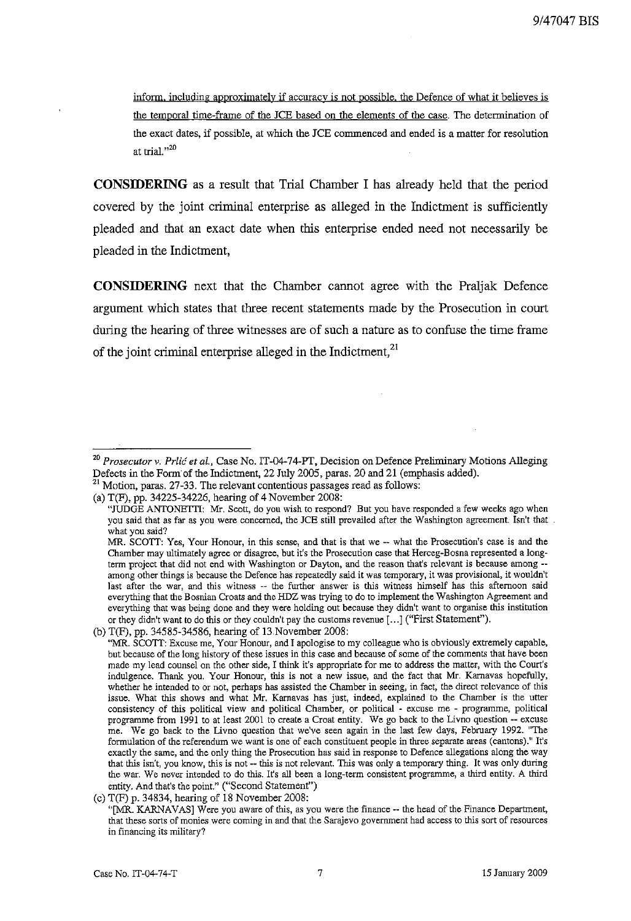<u>inform, including approximately if accuracy is not possible, the Defence of what it believes is the temporal time-frame of the JCE based on the elements of the case.</u> The determination of the exact dates, if possible, at which the JCE commenced and ended is a matter for resolution at trial."[20]

**CONSIDERING** as a result that Trial Chamber I has already held that the period covered by the joint criminal enterprise as alleged in the Indictment is sufficiently pleaded and that an exact date when this enterprise ended need not necessarily be pleaded in the Indictment,

**CONSIDERING** next that the Chamber cannot agree with the Praljak Defence argument which states that three recent statements made by the Prosecution in court during the hearing of three witnesses are of such a nature as to confuse the time frame of the joint criminal enterprise alleged in the Indictment,[21]

---

[20] *Prosecutor v. Prlić et al.*, Case No. IT-04-74-PT, Decision on Defence Preliminary Motions Alleging Defects in the Form of the Indictment, 22 July 2005, paras. 20 and 21 (emphasis added).

[21] Motion, paras. 27-33. The relevant contentious passages read as follows:

(a) T(F), pp. 34225-34226, hearing of 4 November 2008:

"JUDGE ANTONETTI: Mr. Scott, do you wish to respond? But you have responded a few weeks ago when you said that as far as you were concerned, the JCE still prevailed after the Washington agreement. Isn't that what you said?

MR. SCOTT: Yes, Your Honour, in this sense, and that is that we -- what the Prosecution's case is and the Chamber may ultimately agree or disagree, but it's the Prosecution case that Herceg-Bosna represented a long-term project that did not end with Washington or Dayton, and the reason that's relevant is because among -- among other things is because the Defence has repeatedly said it was temporary, it was provisional, it wouldn't last after the war, and this witness -- the further answer is this witness himself has this afternoon said everything that the Bosnian Croats and the HDZ was trying to do to implement the Washington Agreement and everything that was being done and they were holding out because they didn't want to organise this institution or they didn't want to do this or they couldn't pay the customs revenue [...] ("First Statement").

(b) T(F), pp. 34585-34586, hearing of 13 November 2008:

"MR. SCOTT: Excuse me, Your Honour, and I apologise to my colleague who is obviously extremely capable, but because of the long history of these issues in this case and because of some of the comments that have been made my lead counsel on the other side, I think it's appropriate for me to address the matter, with the Court's indulgence. Thank you. Your Honour, this is not a new issue, and the fact that Mr. Karnavas hopefully, whether he intended to or not, perhaps has assisted the Chamber in seeing, in fact, the direct relevance of this issue. What this shows and what Mr. Karnavas has just, indeed, explained to the Chamber is the utter consistency of this political view and political Chamber, or political - excuse me - programme, political programme from 1991 to at least 2001 to create a Croat entity. We go back to the Livno question -- excuse me. We go back to the Livno question that we've seen again in the last few days, February 1992. "The formulation of the referendum we want is one of each constituent people in three separate areas (cantons)." It's exactly the same, and the only thing the Prosecution has said in response to Defence allegations along the way that this isn't, you know, this is not -- this is not relevant. This was only a temporary thing. It was only during the war. We never intended to do this. It's all been a long-term consistent programme, a third entity. A third entity. And that's the point." ("Second Statement")

(c) T(F) p. 34834, hearing of 18 November 2008:

"[MR. KARNAVAS] Were you aware of this, as you were the finance -- the head of the Finance Department, that these sorts of monies were coming in and that the Sarajevo government had access to this sort of resources in financing its military?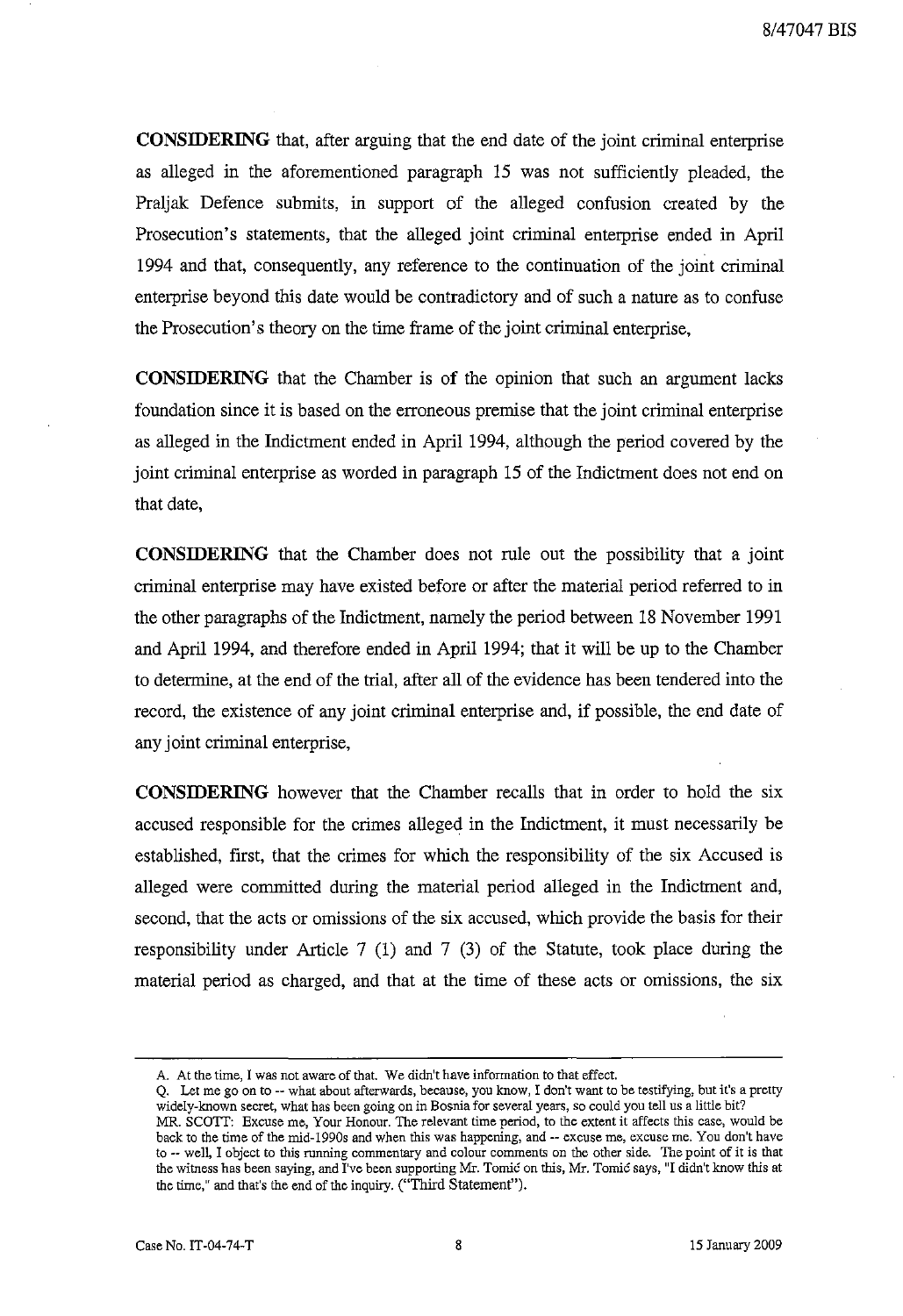**CONSIDERING** that, after arguing that the end date of the joint criminal enterprise as alleged in the aforementioned paragraph 15 was not sufficiently pleaded, the Praljak Defence submits, in support of the alleged confusion created by the Prosecution's statements, that the alleged joint criminal enterprise ended in April 1994 and that, consequently, any reference to the continuation of the joint criminal enterprise beyond this date would be contradictory and of such a nature as to confuse the Prosecution's theory on the time frame of the joint criminal enterprise,

**CONSIDERING** that the Chamber is of the opinion that such an argument lacks foundation since it is based on the erroneous premise that the joint criminal enterprise as alleged in the Indictment ended in April 1994, although the period covered by the joint criminal enterprise as worded in paragraph 15 of the Indictment does not end on that date,

**CONSIDERING** that the Chamber does not rule out the possibility that a joint criminal enterprise may have existed before or after the material period referred to in the other paragraphs of the Indictment, namely the period between 18 November 1991 and April 1994, and therefore ended in April 1994; that it will be up to the Chamber to determine, at the end of the trial, after all of the evidence has been tendered into the record, the existence of any joint criminal enterprise and, if possible, the end date of any joint criminal enterprise,

**CONSIDERING** however that the Chamber recalls that in order to hold the six accused responsible for the crimes alleged in the Indictment, it must necessarily be established, first, that the crimes for which the responsibility of the six Accused is alleged were committed during the material period alleged in the Indictment and, second, that the acts or omissions of the six accused, which provide the basis for their responsibility under Article 7 (1) and 7 (3) of the Statute, took place during the material period as charged, and that at the time of these acts or omissions, the six

---

A. At the time, I was not aware of that. We didn't have information to that effect.
Q. Let me go on to -- what about afterwards, because, you know, I don't want to be testifying, but it's a pretty widely-known secret, what has been going on in Bosnia for several years, so could you tell us a little bit?
MR. SCOTT: Excuse me, Your Honour. The relevant time period, to the extent it affects this case, would be back to the time of the mid-1990s and when this was happening, and -- excuse me, excuse me. You don't have to -- well, I object to this running commentary and colour comments on the other side. The point of it is that the witness has been saying, and I've been supporting Mr. Tomić on this, Mr. Tomić says, "I didn't know this at the time," and that's the end of the inquiry. ("Third Statement").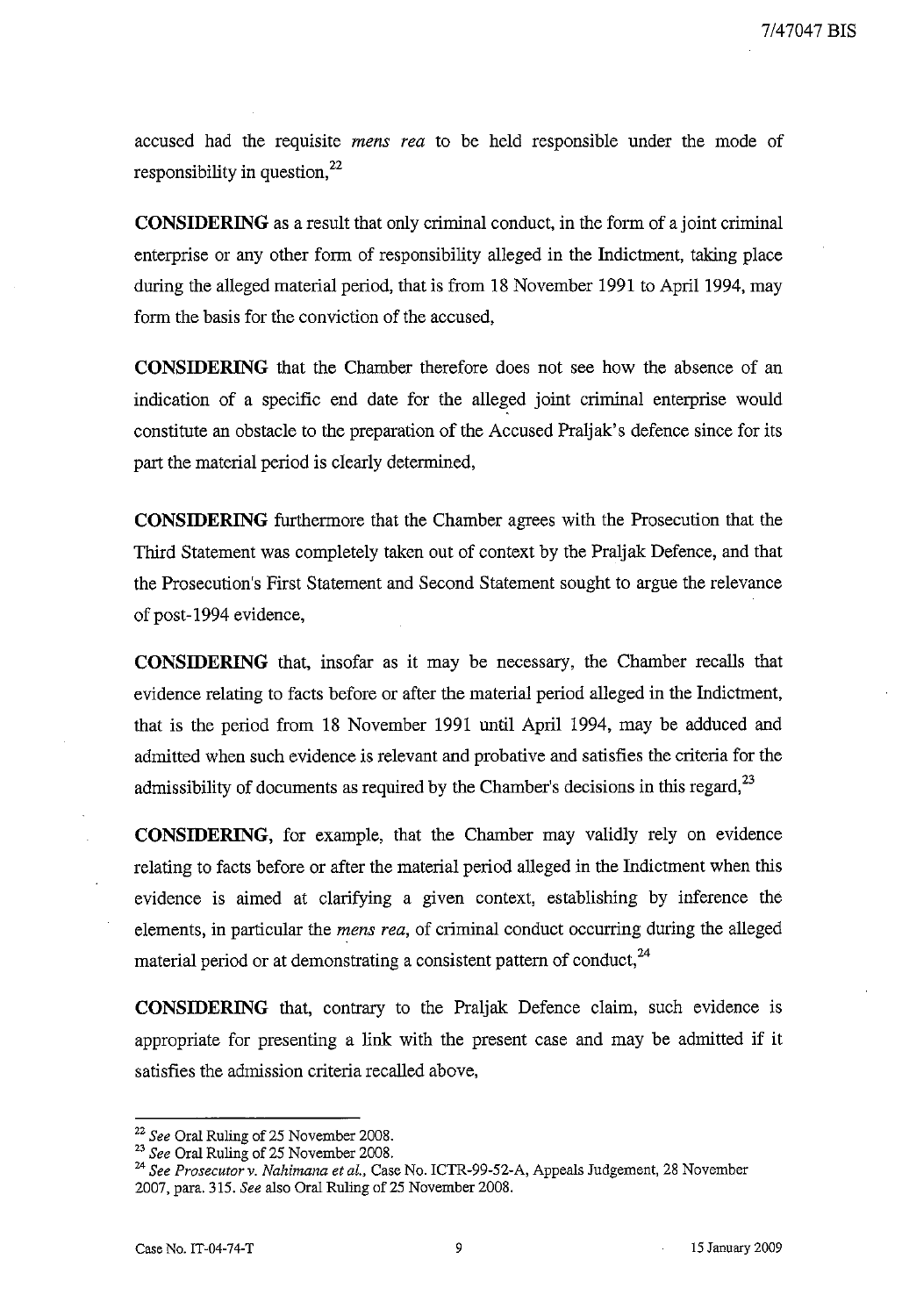accused had the requisite *mens rea* to be held responsible under the mode of responsibility in question,[22]

**CONSIDERING** as a result that only criminal conduct, in the form of a joint criminal enterprise or any other form of responsibility alleged in the Indictment, taking place during the alleged material period, that is from 18 November 1991 to April 1994, may form the basis for the conviction of the accused,

**CONSIDERING** that the Chamber therefore does not see how the absence of an indication of a specific end date for the alleged joint criminal enterprise would constitute an obstacle to the preparation of the Accused Praljak's defence since for its part the material period is clearly determined,

**CONSIDERING** furthermore that the Chamber agrees with the Prosecution that the Third Statement was completely taken out of context by the Praljak Defence, and that the Prosecution's First Statement and Second Statement sought to argue the relevance of post-1994 evidence,

**CONSIDERING** that, insofar as it may be necessary, the Chamber recalls that evidence relating to facts before or after the material period alleged in the Indictment, that is the period from 18 November 1991 until April 1994, may be adduced and admitted when such evidence is relevant and probative and satisfies the criteria for the admissibility of documents as required by the Chamber's decisions in this regard,[23]

**CONSIDERING**, for example, that the Chamber may validly rely on evidence relating to facts before or after the material period alleged in the Indictment when this evidence is aimed at clarifying a given context, establishing by inference the elements, in particular the *mens rea*, of criminal conduct occurring during the alleged material period or at demonstrating a consistent pattern of conduct,[24]

**CONSIDERING** that, contrary to the Praljak Defence claim, such evidence is appropriate for presenting a link with the present case and may be admitted if it satisfies the admission criteria recalled above,

---

[22] *See* Oral Ruling of 25 November 2008.

[23] *See* Oral Ruling of 25 November 2008.

[24] *See Prosecutor v. Nahimana et al.*, Case No. ICTR-99-52-A, Appeals Judgement, 28 November 2007, para. 315. *See* also Oral Ruling of 25 November 2008.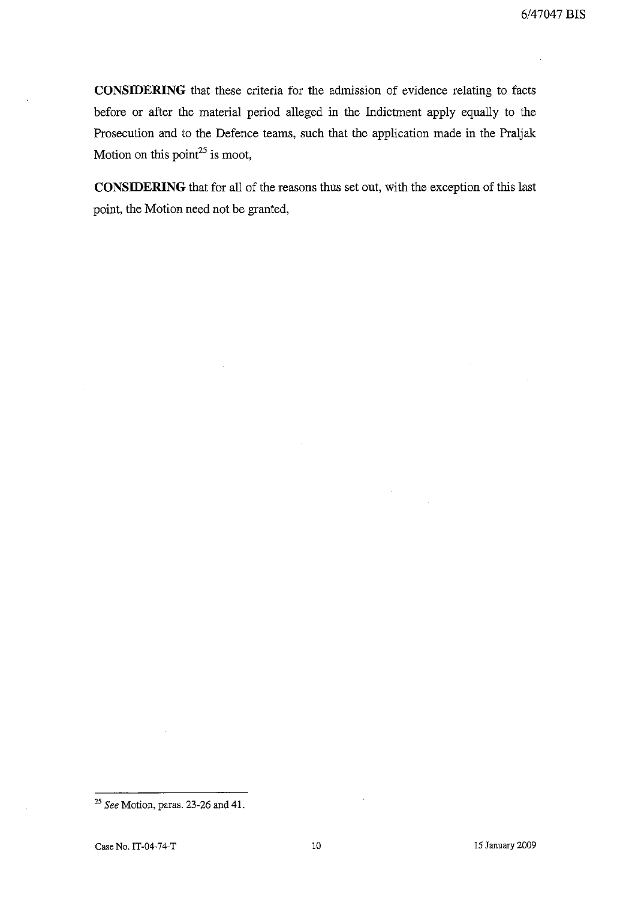**CONSIDERING** that these criteria for the admission of evidence relating to facts before or after the material period alleged in the Indictment apply equally to the Prosecution and to the Defence teams, such that the application made in the Praljak Motion on this point[25] is moot,

**CONSIDERING** that for all of the reasons thus set out, with the exception of this last point, the Motion need not be granted,

---

[25] *See* Motion, paras. 23-26 and 41.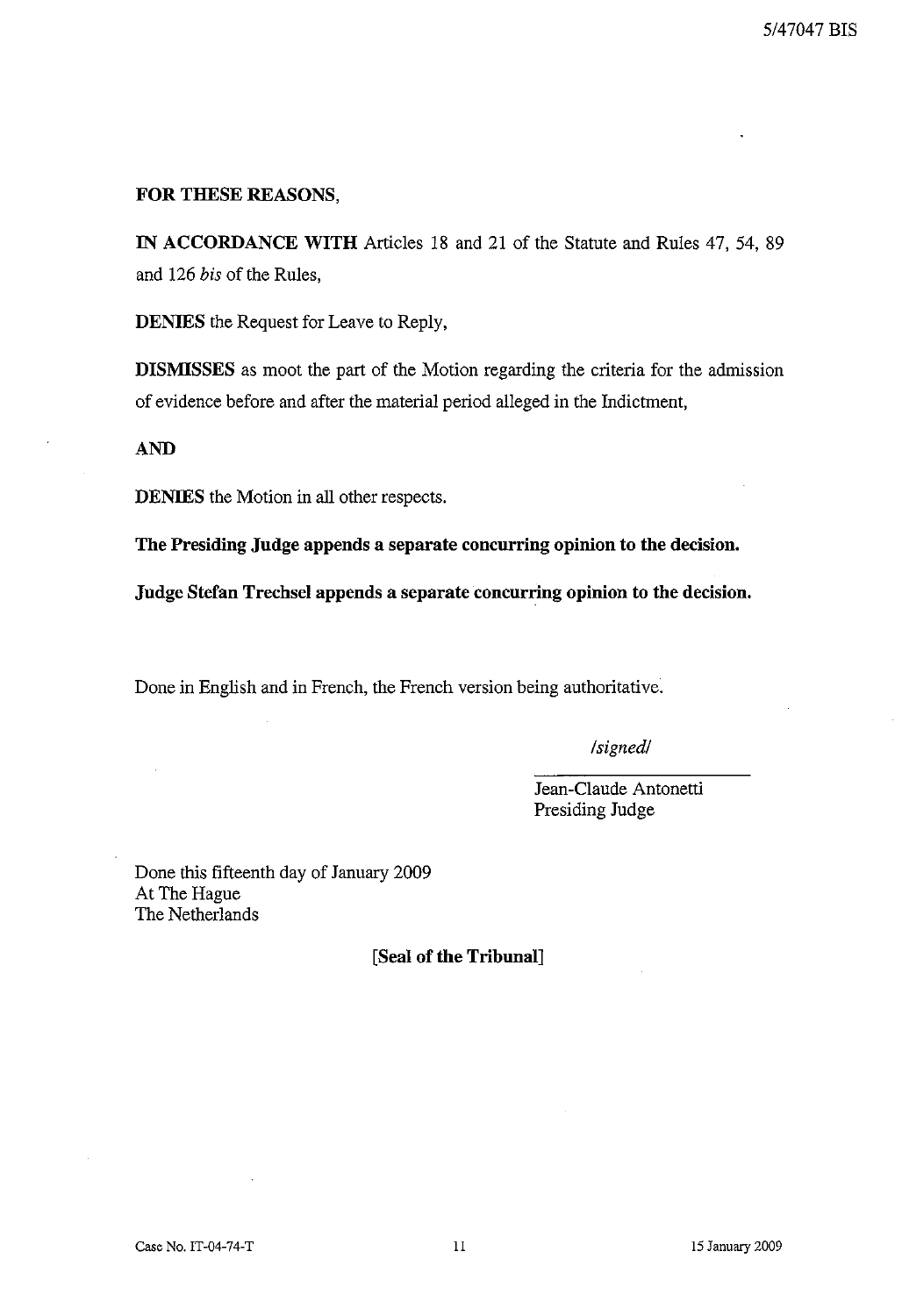**FOR THESE REASONS,**

**IN ACCORDANCE WITH** Articles 18 and 21 of the Statute and Rules 47, 54, 89 and 126 *bis* of the Rules,

**DENIES** the Request for Leave to Reply,

**DISMISSES** as moot the part of the Motion regarding the criteria for the admission of evidence before and after the material period alleged in the Indictment,

**AND**

**DENIES** the Motion in all other respects.

**The Presiding Judge appends a separate concurring opinion to the decision.**

**Judge Stefan Trechsel appends a separate concurring opinion to the decision.**

Done in English and in French, the French version being authoritative.

*/signed/*

Jean-Claude Antonetti
Presiding Judge

Done this fifteenth day of January 2009
At The Hague
The Netherlands

**[Seal of the Tribunal]**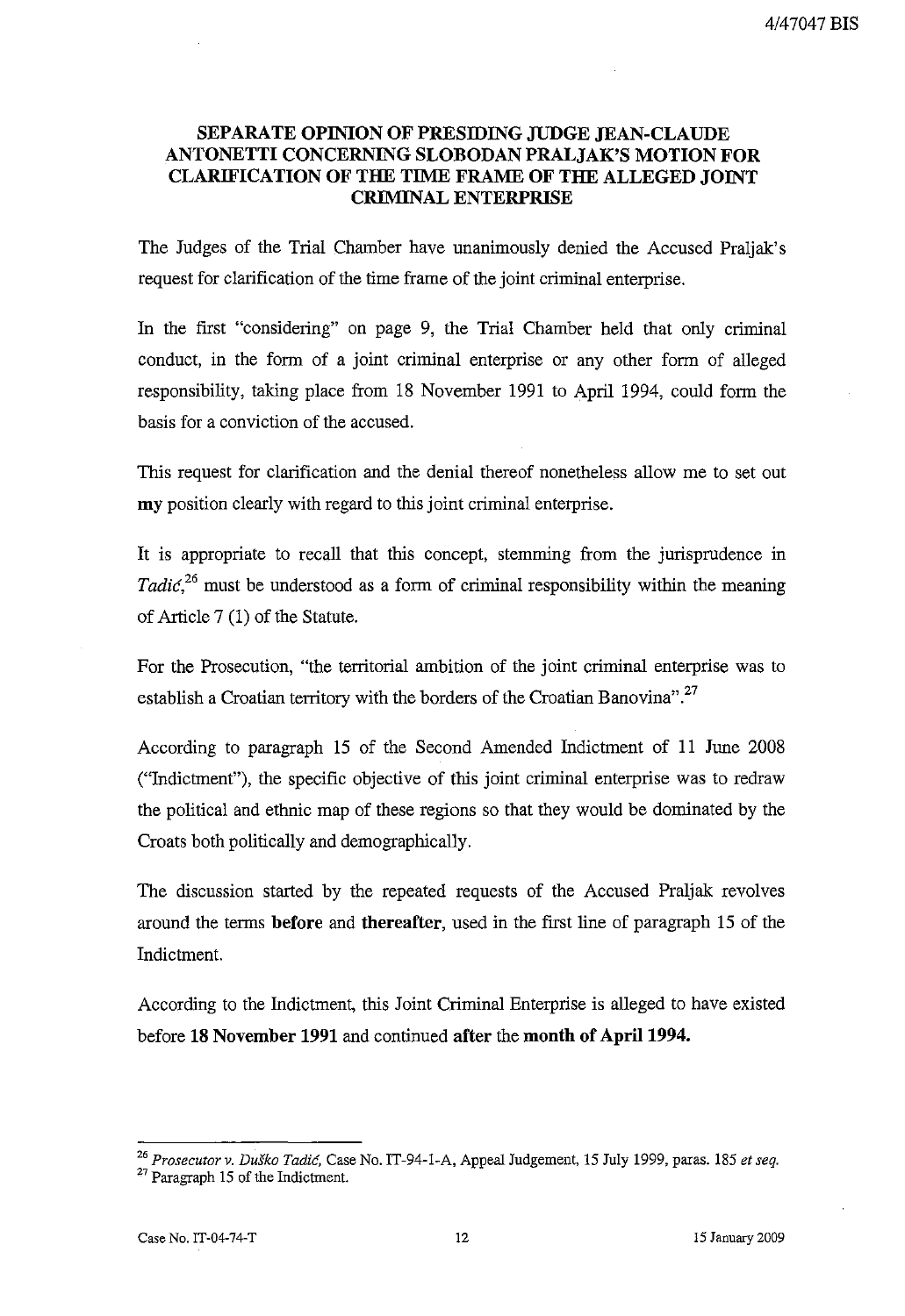## SEPARATE OPINION OF PRESIDING JUDGE JEAN-CLAUDE ANTONETTI CONCERNING SLOBODAN PRALJAK'S MOTION FOR CLARIFICATION OF THE TIME FRAME OF THE ALLEGED JOINT CRIMINAL ENTERPRISE

The Judges of the Trial Chamber have unanimously denied the Accused Praljak's request for clarification of the time frame of the joint criminal enterprise.

In the first "considering" on page 9, the Trial Chamber held that only criminal conduct, in the form of a joint criminal enterprise or any other form of alleged responsibility, taking place from 18 November 1991 to April 1994, could form the basis for a conviction of the accused.

This request for clarification and the denial thereof nonetheless allow me to set out **my** position clearly with regard to this joint criminal enterprise.

It is appropriate to recall that this concept, stemming from the jurisprudence in *Tadić*,[26] must be understood as a form of criminal responsibility within the meaning of Article 7 (1) of the Statute.

For the Prosecution, "the territorial ambition of the joint criminal enterprise was to establish a Croatian territory with the borders of the Croatian Banovina".[27]

According to paragraph 15 of the Second Amended Indictment of 11 June 2008 ("Indictment"), the specific objective of this joint criminal enterprise was to redraw the political and ethnic map of these regions so that they would be dominated by the Croats both politically and demographically.

The discussion started by the repeated requests of the Accused Praljak revolves around the terms **before** and **thereafter**, used in the first line of paragraph 15 of the Indictment.

According to the Indictment, this Joint Criminal Enterprise is alleged to have existed before **18 November 1991** and continued **after** the **month of April 1994.**

---

[26] *Prosecutor v. Duško Tadić*, Case No. IT-94-1-A, Appeal Judgement, 15 July 1999, paras. 185 *et seq.*

[27] Paragraph 15 of the Indictment.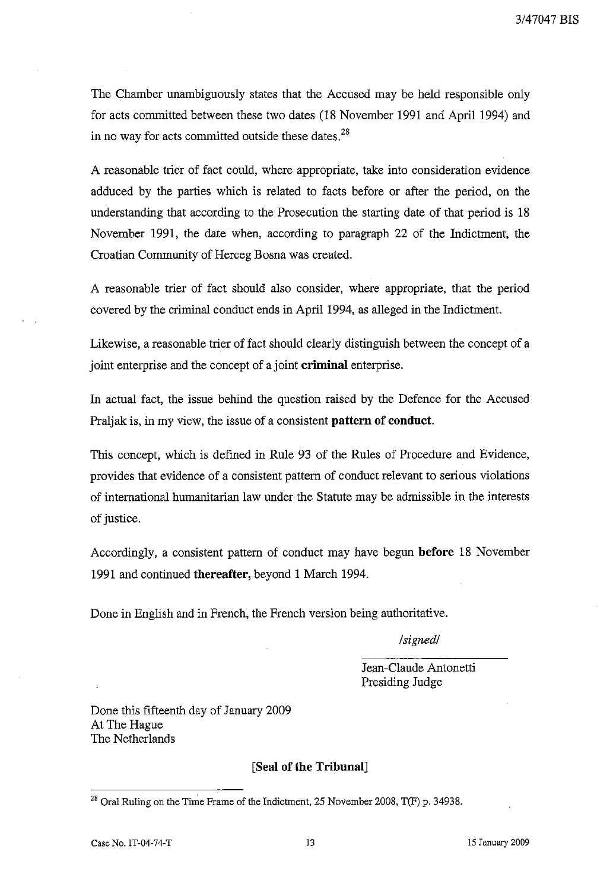The Chamber unambiguously states that the Accused may be held responsible only for acts committed between these two dates (18 November 1991 and April 1994) and in no way for acts committed outside these dates.[28]

A reasonable trier of fact could, where appropriate, take into consideration evidence adduced by the parties which is related to facts before or after the period, on the understanding that according to the Prosecution the starting date of that period is 18 November 1991, the date when, according to paragraph 22 of the Indictment, the Croatian Community of Herceg Bosna was created.

A reasonable trier of fact should also consider, where appropriate, that the period covered by the criminal conduct ends in April 1994, as alleged in the Indictment.

Likewise, a reasonable trier of fact should clearly distinguish between the concept of a joint enterprise and the concept of a joint **criminal** enterprise.

In actual fact, the issue behind the question raised by the Defence for the Accused Praljak is, in my view, the issue of a consistent **pattern of conduct**.

This concept, which is defined in Rule 93 of the Rules of Procedure and Evidence, provides that evidence of a consistent pattern of conduct relevant to serious violations of international humanitarian law under the Statute may be admissible in the interests of justice.

Accordingly, a consistent pattern of conduct may have begun **before** 18 November 1991 and continued **thereafter**, beyond 1 March 1994.

Done in English and in French, the French version being authoritative.

*/signed/*

Jean-Claude Antonetti
Presiding Judge

Done this fifteenth day of January 2009
At The Hague
The Netherlands

**[Seal of the Tribunal]**

---

[28] Oral Ruling on the Time Frame of the Indictment, 25 November 2008, T(F) p. 34938.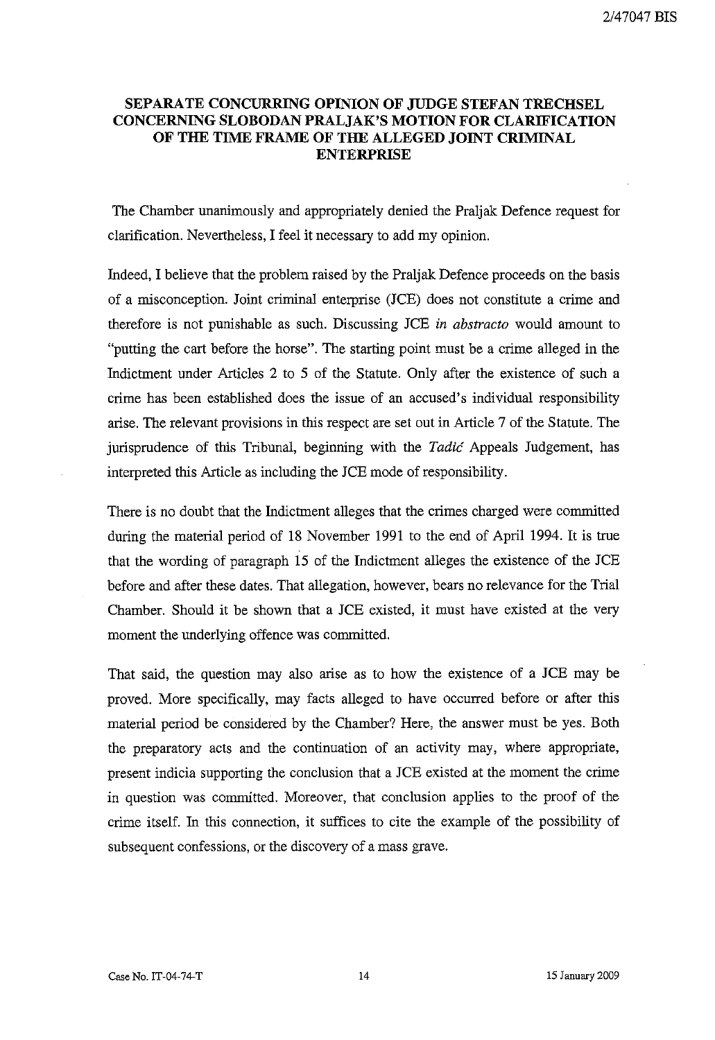## SEPARATE CONCURRING OPINION OF JUDGE STEFAN TRECHSEL CONCERNING SLOBODAN PRALJAK'S MOTION FOR CLARIFICATION OF THE TIME FRAME OF THE ALLEGED JOINT CRIMINAL ENTERPRISE

The Chamber unanimously and appropriately denied the Praljak Defence request for clarification. Nevertheless, I feel it necessary to add my opinion.

Indeed, I believe that the problem raised by the Praljak Defence proceeds on the basis of a misconception. Joint criminal enterprise (JCE) does not constitute a crime and therefore is not punishable as such. Discussing JCE *in abstracto* would amount to "putting the cart before the horse". The starting point must be a crime alleged in the Indictment under Articles 2 to 5 of the Statute. Only after the existence of such a crime has been established does the issue of an accused's individual responsibility arise. The relevant provisions in this respect are set out in Article 7 of the Statute. The jurisprudence of this Tribunal, beginning with the *Tadić* Appeals Judgement, has interpreted this Article as including the JCE mode of responsibility.

There is no doubt that the Indictment alleges that the crimes charged were committed during the material period of 18 November 1991 to the end of April 1994. It is true that the wording of paragraph 15 of the Indictment alleges the existence of the JCE before and after these dates. That allegation, however, bears no relevance for the Trial Chamber. Should it be shown that a JCE existed, it must have existed at the very moment the underlying offence was committed.

That said, the question may also arise as to how the existence of a JCE may be proved. More specifically, may facts alleged to have occurred before or after this material period be considered by the Chamber? Here, the answer must be yes. Both the preparatory acts and the continuation of an activity may, where appropriate, present indicia supporting the conclusion that a JCE existed at the moment the crime in question was committed. Moreover, that conclusion applies to the proof of the crime itself. In this connection, it suffices to cite the example of the possibility of subsequent confessions, or the discovery of a mass grave.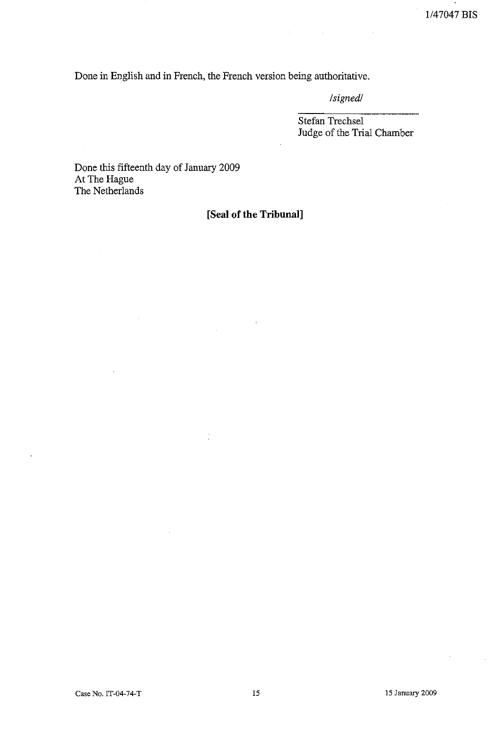Done in English and in French, the French version being authoritative.

*/signed/*

Stefan Trechsel
Judge of the Trial Chamber

Done this fifteenth day of January 2009
At The Hague
The Netherlands

**[Seal of the Tribunal]**